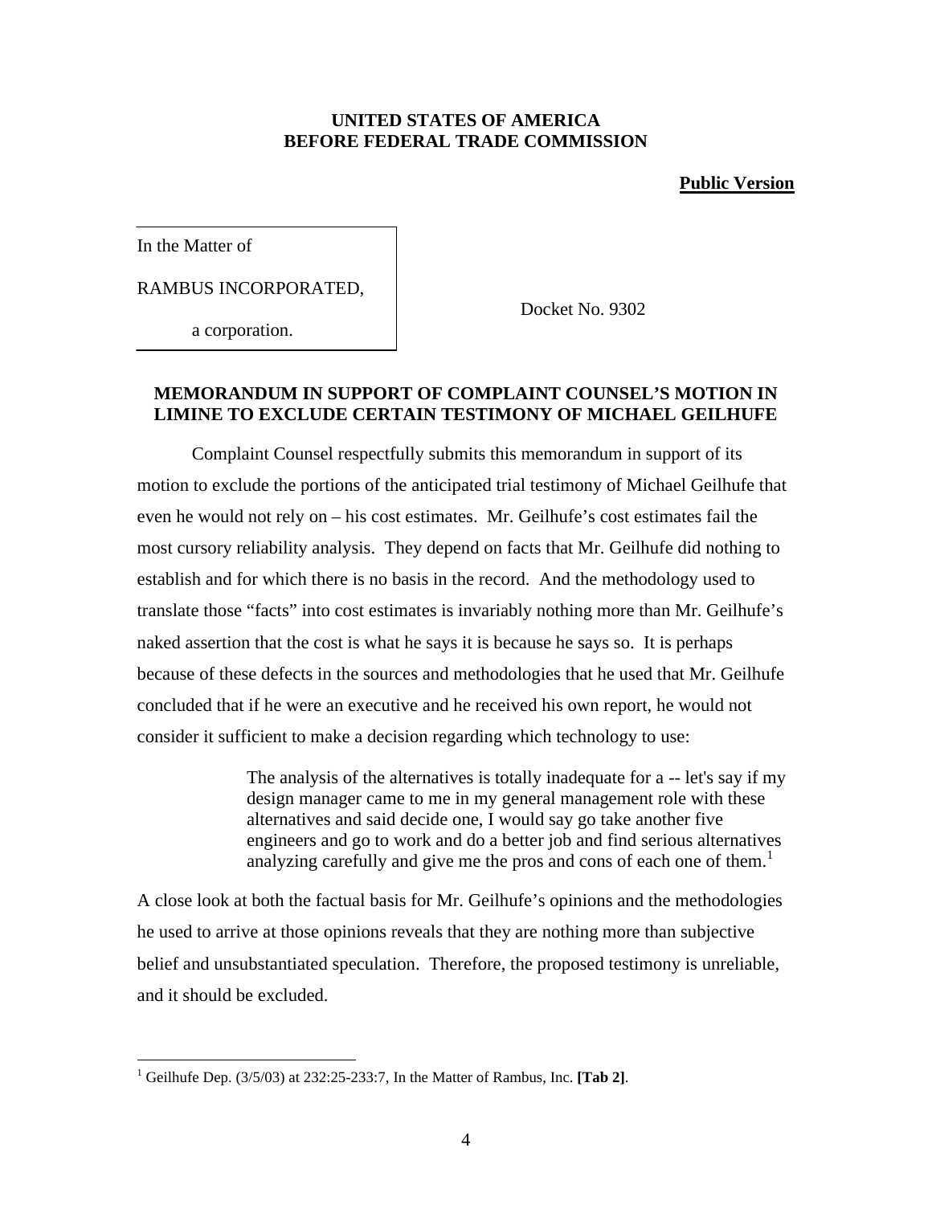**UNITED STATES OF AMERICA**
**BEFORE FEDERAL TRADE COMMISSION**

**Public Version**

| In the Matter of | |
|---|---|
| RAMBUS INCORPORATED, | Docket No. 9302 |
| a corporation. | |

## MEMORANDUM IN SUPPORT OF COMPLAINT COUNSEL'S MOTION IN LIMINE TO EXCLUDE CERTAIN TESTIMONY OF MICHAEL GEILHUFE

Complaint Counsel respectfully submits this memorandum in support of its motion to exclude the portions of the anticipated trial testimony of Michael Geilhufe that even he would not rely on – his cost estimates. Mr. Geilhufe's cost estimates fail the most cursory reliability analysis. They depend on facts that Mr. Geilhufe did nothing to establish and for which there is no basis in the record. And the methodology used to translate those "facts" into cost estimates is invariably nothing more than Mr. Geilhufe's naked assertion that the cost is what he says it is because he says so. It is perhaps because of these defects in the sources and methodologies that he used that Mr. Geilhufe concluded that if he were an executive and he received his own report, he would not consider it sufficient to make a decision regarding which technology to use:

> The analysis of the alternatives is totally inadequate for a -- let's say if my design manager came to me in my general management role with these alternatives and said decide one, I would say go take another five engineers and go to work and do a better job and find serious alternatives analyzing carefully and give me the pros and cons of each one of them.[1]

A close look at both the factual basis for Mr. Geilhufe's opinions and the methodologies he used to arrive at those opinions reveals that they are nothing more than subjective belief and unsubstantiated speculation. Therefore, the proposed testimony is unreliable, and it should be excluded.

---

[1] Geilhufe Dep. (3/5/03) at 232:25-233:7, In the Matter of Rambus, Inc. **[Tab 2]**.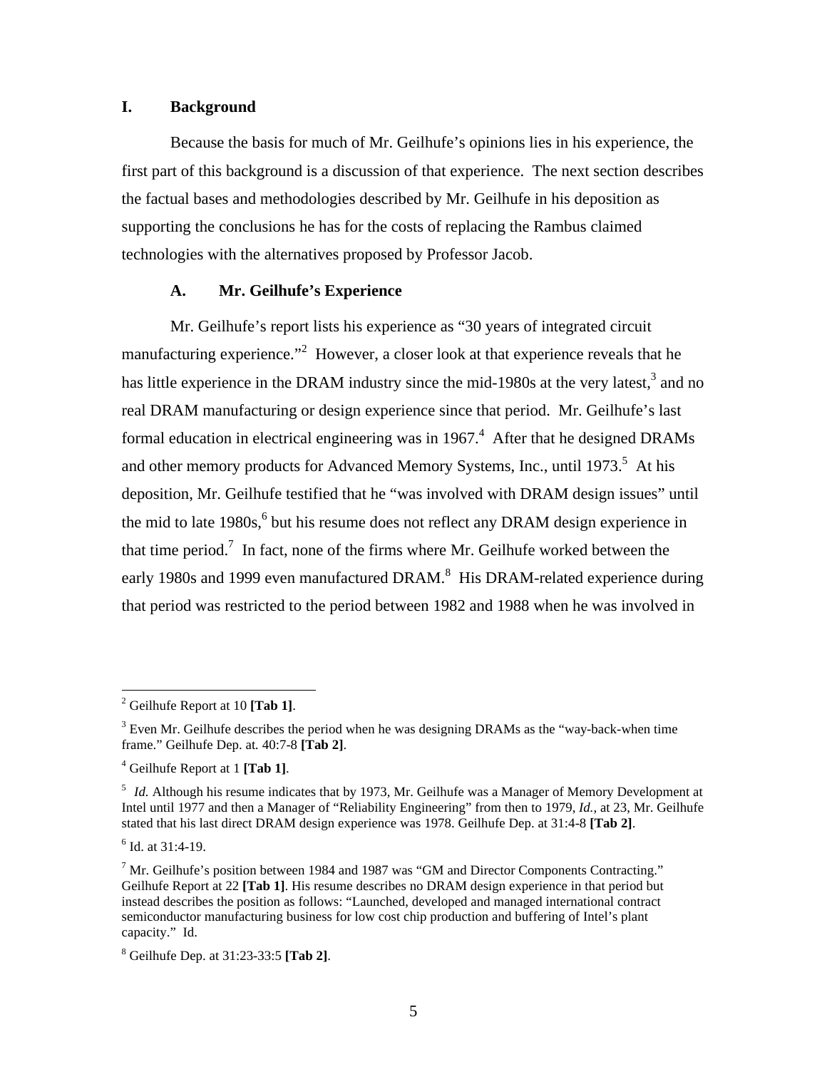## I. Background

Because the basis for much of Mr. Geilhufe's opinions lies in his experience, the first part of this background is a discussion of that experience. The next section describes the factual bases and methodologies described by Mr. Geilhufe in his deposition as supporting the conclusions he has for the costs of replacing the Rambus claimed technologies with the alternatives proposed by Professor Jacob.

### A. Mr. Geilhufe's Experience

Mr. Geilhufe's report lists his experience as "30 years of integrated circuit manufacturing experience."[2] However, a closer look at that experience reveals that he has little experience in the DRAM industry since the mid-1980s at the very latest,[3] and no real DRAM manufacturing or design experience since that period. Mr. Geilhufe's last formal education in electrical engineering was in 1967.[4] After that he designed DRAMs and other memory products for Advanced Memory Systems, Inc., until 1973.[5] At his deposition, Mr. Geilhufe testified that he "was involved with DRAM design issues" until the mid to late 1980s,[6] but his resume does not reflect any DRAM design experience in that time period.[7] In fact, none of the firms where Mr. Geilhufe worked between the early 1980s and 1999 even manufactured DRAM.[8] His DRAM-related experience during that period was restricted to the period between 1982 and 1988 when he was involved in

---

[2] Geilhufe Report at 10 **[Tab 1]**.

[3] Even Mr. Geilhufe describes the period when he was designing DRAMs as the "way-back-when time frame." Geilhufe Dep. at. 40:7-8 **[Tab 2]**.

[4] Geilhufe Report at 1 **[Tab 1]**.

[5] *Id.* Although his resume indicates that by 1973, Mr. Geilhufe was a Manager of Memory Development at Intel until 1977 and then a Manager of "Reliability Engineering" from then to 1979, *Id.,* at 23, Mr. Geilhufe stated that his last direct DRAM design experience was 1978. Geilhufe Dep. at 31:4-8 **[Tab 2]**.

[6] Id. at 31:4-19.

[7] Mr. Geilhufe's position between 1984 and 1987 was "GM and Director Components Contracting." Geilhufe Report at 22 **[Tab 1]**. His resume describes no DRAM design experience in that period but instead describes the position as follows: "Launched, developed and managed international contract semiconductor manufacturing business for low cost chip production and buffering of Intel's plant capacity." Id.

[8] Geilhufe Dep. at 31:23-33:5 **[Tab 2]**.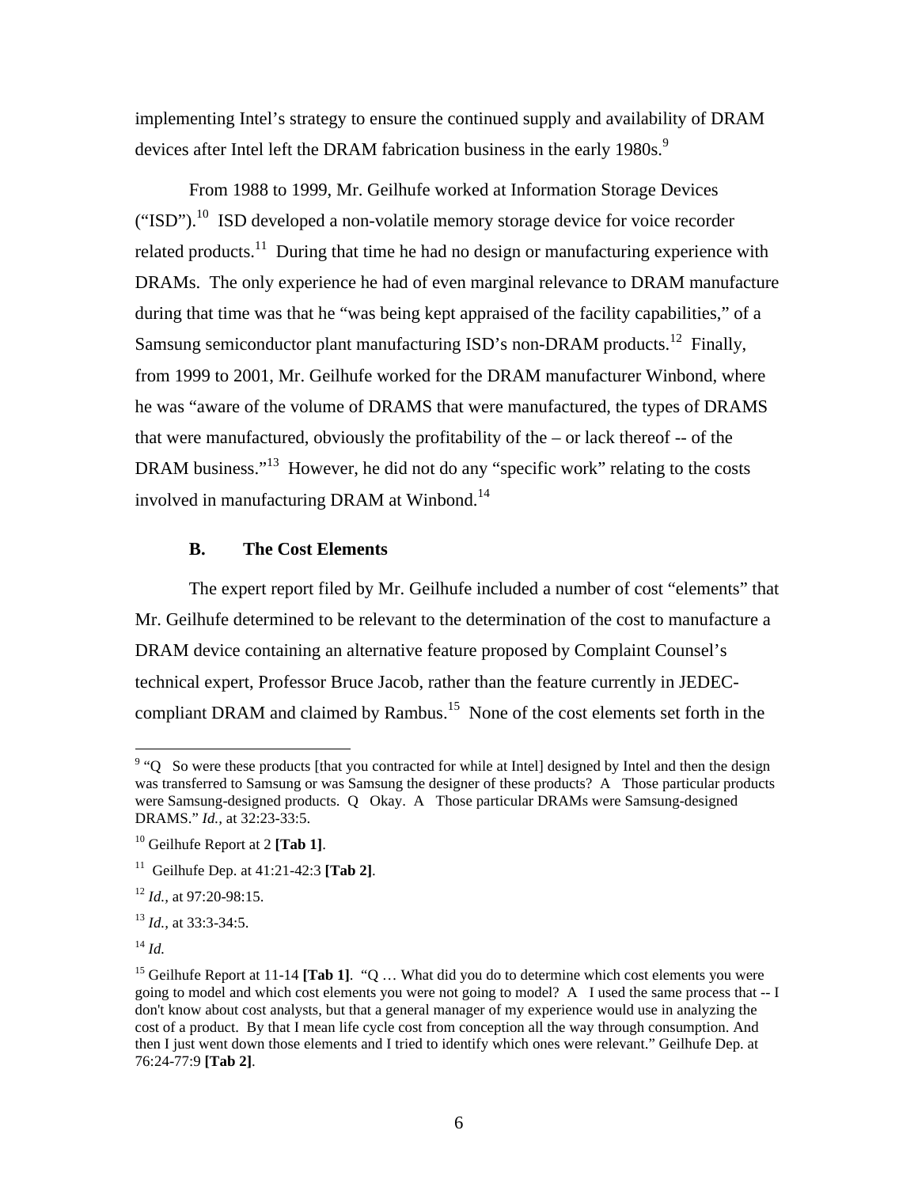implementing Intel's strategy to ensure the continued supply and availability of DRAM devices after Intel left the DRAM fabrication business in the early 1980s.[9]

From 1988 to 1999, Mr. Geilhufe worked at Information Storage Devices ("ISD").[10] ISD developed a non-volatile memory storage device for voice recorder related products.[11] During that time he had no design or manufacturing experience with DRAMs. The only experience he had of even marginal relevance to DRAM manufacture during that time was that he "was being kept appraised of the facility capabilities," of a Samsung semiconductor plant manufacturing ISD's non-DRAM products.[12] Finally, from 1999 to 2001, Mr. Geilhufe worked for the DRAM manufacturer Winbond, where he was "aware of the volume of DRAMS that were manufactured, the types of DRAMS that were manufactured, obviously the profitability of the – or lack thereof -- of the DRAM business."[13] However, he did not do any "specific work" relating to the costs involved in manufacturing DRAM at Winbond.[14]

### B. The Cost Elements

The expert report filed by Mr. Geilhufe included a number of cost "elements" that Mr. Geilhufe determined to be relevant to the determination of the cost to manufacture a DRAM device containing an alternative feature proposed by Complaint Counsel's technical expert, Professor Bruce Jacob, rather than the feature currently in JEDEC-compliant DRAM and claimed by Rambus.[15] None of the cost elements set forth in the

---

[9] "Q So were these products [that you contracted for while at Intel] designed by Intel and then the design was transferred to Samsung or was Samsung the designer of these products? A Those particular products were Samsung-designed products. Q Okay. A Those particular DRAMs were Samsung-designed DRAMS." *Id.,* at 32:23-33:5.

[10] Geilhufe Report at 2 **[Tab 1]**.

[11] Geilhufe Dep. at 41:21-42:3 **[Tab 2]**.

[12] *Id.,* at 97:20-98:15.

[13] *Id.,* at 33:3-34:5.

[14] *Id.*

[15] Geilhufe Report at 11-14 **[Tab 1]**. "Q … What did you do to determine which cost elements you were going to model and which cost elements you were not going to model? A I used the same process that -- I don't know about cost analysts, but that a general manager of my experience would use in analyzing the cost of a product. By that I mean life cycle cost from conception all the way through consumption. And then I just went down those elements and I tried to identify which ones were relevant." Geilhufe Dep. at 76:24-77:9 **[Tab 2]**.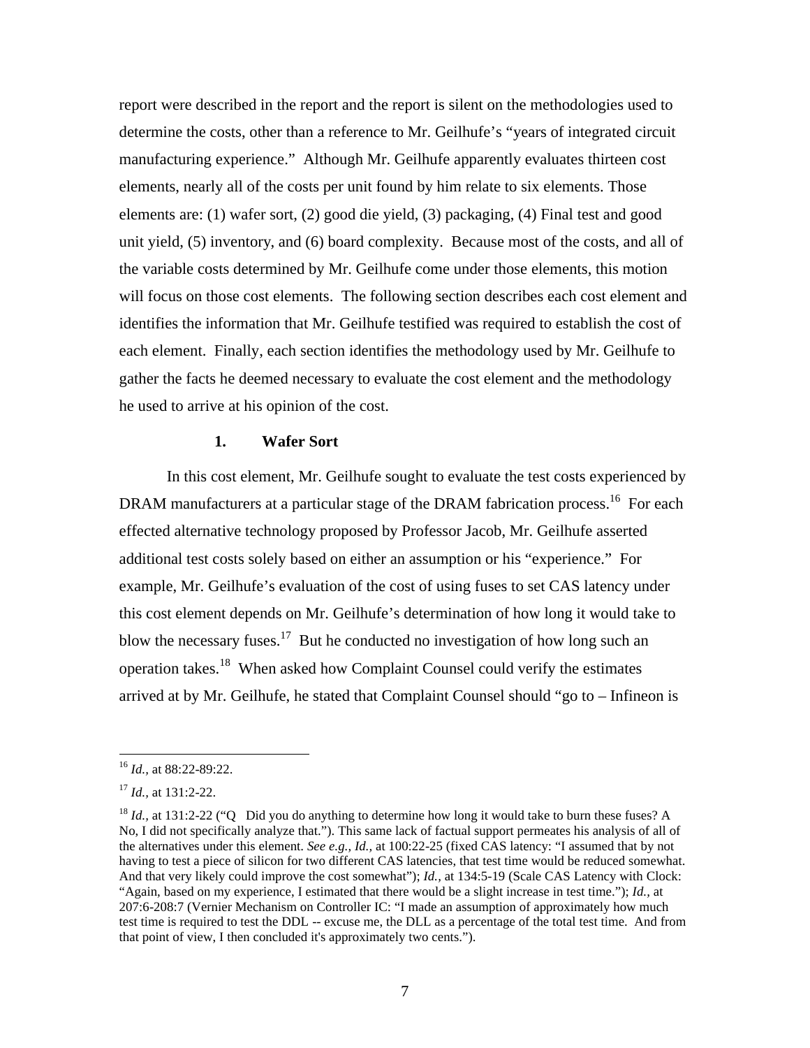report were described in the report and the report is silent on the methodologies used to determine the costs, other than a reference to Mr. Geilhufe's "years of integrated circuit manufacturing experience." Although Mr. Geilhufe apparently evaluates thirteen cost elements, nearly all of the costs per unit found by him relate to six elements. Those elements are: (1) wafer sort, (2) good die yield, (3) packaging, (4) Final test and good unit yield, (5) inventory, and (6) board complexity. Because most of the costs, and all of the variable costs determined by Mr. Geilhufe come under those elements, this motion will focus on those cost elements. The following section describes each cost element and identifies the information that Mr. Geilhufe testified was required to establish the cost of each element. Finally, each section identifies the methodology used by Mr. Geilhufe to gather the facts he deemed necessary to evaluate the cost element and the methodology he used to arrive at his opinion of the cost.

### 1. Wafer Sort

In this cost element, Mr. Geilhufe sought to evaluate the test costs experienced by DRAM manufacturers at a particular stage of the DRAM fabrication process.[16] For each effected alternative technology proposed by Professor Jacob, Mr. Geilhufe asserted additional test costs solely based on either an assumption or his "experience." For example, Mr. Geilhufe's evaluation of the cost of using fuses to set CAS latency under this cost element depends on Mr. Geilhufe's determination of how long it would take to blow the necessary fuses.[17] But he conducted no investigation of how long such an operation takes.[18] When asked how Complaint Counsel could verify the estimates arrived at by Mr. Geilhufe, he stated that Complaint Counsel should "go to – Infineon is

---

[16] *Id.,* at 88:22-89:22.

[17] *Id.,* at 131:2-22.

[18] *Id.,* at 131:2-22 ("Q Did you do anything to determine how long it would take to burn these fuses? A No, I did not specifically analyze that."). This same lack of factual support permeates his analysis of all of the alternatives under this element. *See e.g., Id.,* at 100:22-25 (fixed CAS latency: "I assumed that by not having to test a piece of silicon for two different CAS latencies, that test time would be reduced somewhat. And that very likely could improve the cost somewhat"); *Id.,* at 134:5-19 (Scale CAS Latency with Clock: "Again, based on my experience, I estimated that there would be a slight increase in test time."); *Id.,* at 207:6-208:7 (Vernier Mechanism on Controller IC: "I made an assumption of approximately how much test time is required to test the DDL -- excuse me, the DLL as a percentage of the total test time. And from that point of view, I then concluded it's approximately two cents.").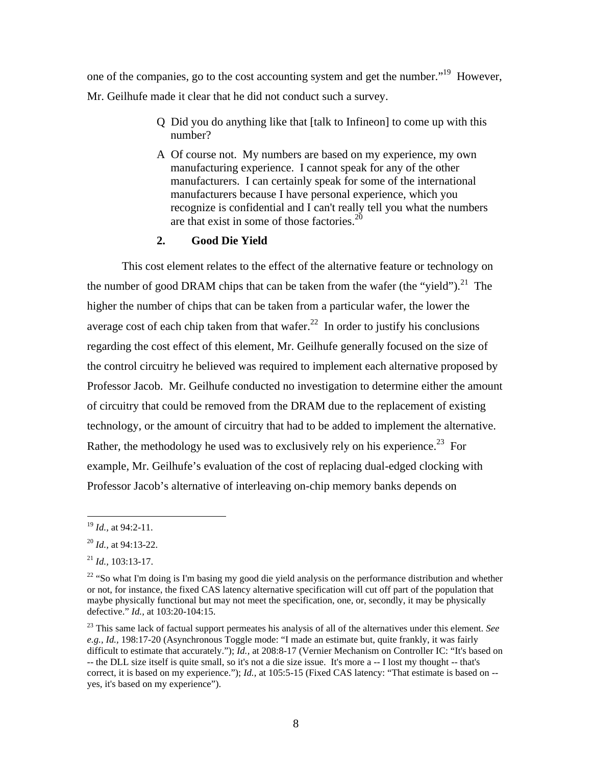one of the companies, go to the cost accounting system and get the number."[19] However, Mr. Geilhufe made it clear that he did not conduct such a survey.

> Q Did you do anything like that [talk to Infineon] to come up with this number?
>
> A Of course not. My numbers are based on my experience, my own manufacturing experience. I cannot speak for any of the other manufacturers. I can certainly speak for some of the international manufacturers because I have personal experience, which you recognize is confidential and I can't really tell you what the numbers are that exist in some of those factories.[20]

### 2. Good Die Yield

This cost element relates to the effect of the alternative feature or technology on the number of good DRAM chips that can be taken from the wafer (the "yield").[21] The higher the number of chips that can be taken from a particular wafer, the lower the average cost of each chip taken from that wafer.[22] In order to justify his conclusions regarding the cost effect of this element, Mr. Geilhufe generally focused on the size of the control circuitry he believed was required to implement each alternative proposed by Professor Jacob. Mr. Geilhufe conducted no investigation to determine either the amount of circuitry that could be removed from the DRAM due to the replacement of existing technology, or the amount of circuitry that had to be added to implement the alternative. Rather, the methodology he used was to exclusively rely on his experience.[23] For example, Mr. Geilhufe's evaluation of the cost of replacing dual-edged clocking with Professor Jacob's alternative of interleaving on-chip memory banks depends on

---

[19] *Id.,* at 94:2-11.

[20] *Id.,* at 94:13-22.

[21] *Id.,* 103:13-17.

[22] "So what I'm doing is I'm basing my good die yield analysis on the performance distribution and whether or not, for instance, the fixed CAS latency alternative specification will cut off part of the population that maybe physically functional but may not meet the specification, one, or, secondly, it may be physically defective." *Id.,* at 103:20-104:15.

[23] This same lack of factual support permeates his analysis of all of the alternatives under this element. *See e.g., Id.,* 198:17-20 (Asynchronous Toggle mode: "I made an estimate but, quite frankly, it was fairly difficult to estimate that accurately."); *Id.,* at 208:8-17 (Vernier Mechanism on Controller IC: "It's based on -- the DLL size itself is quite small, so it's not a die size issue. It's more a -- I lost my thought -- that's correct, it is based on my experience."); *Id.,* at 105:5-15 (Fixed CAS latency: "That estimate is based on -- yes, it's based on my experience").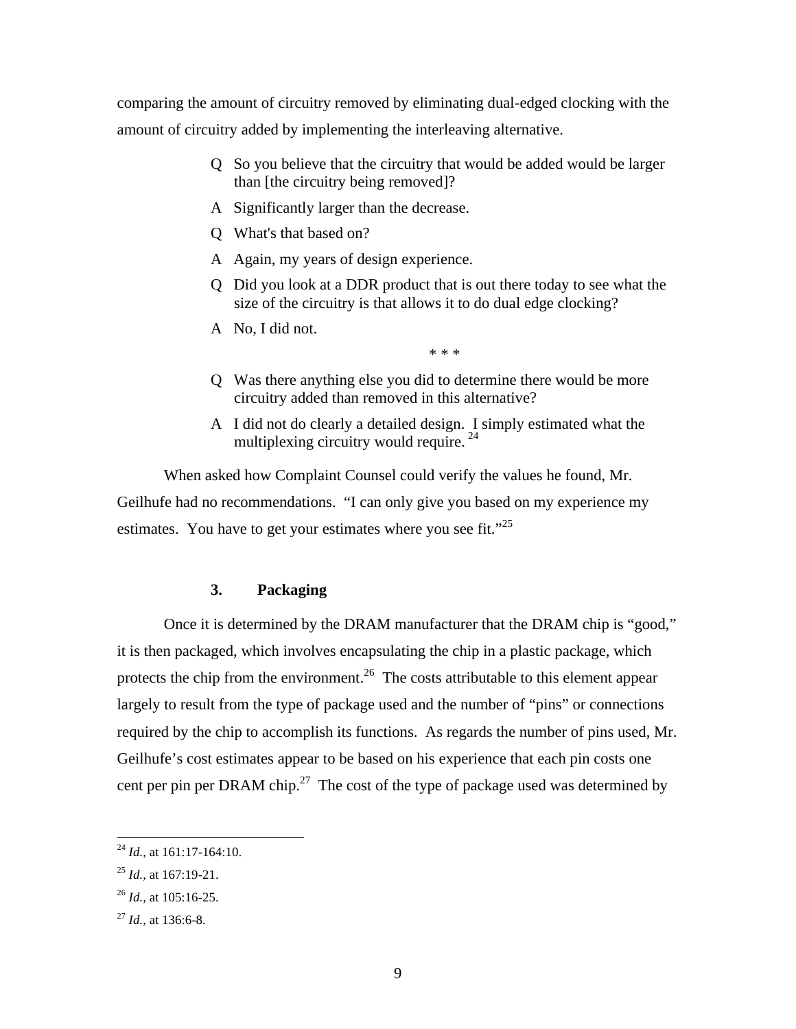comparing the amount of circuitry removed by eliminating dual-edged clocking with the amount of circuitry added by implementing the interleaving alternative.

> Q So you believe that the circuitry that would be added would be larger than [the circuitry being removed]?
>
> A Significantly larger than the decrease.
>
> Q What's that based on?
>
> A Again, my years of design experience.
>
> Q Did you look at a DDR product that is out there today to see what the size of the circuitry is that allows it to do dual edge clocking?
>
> A No, I did not.
>
> \* \* \*
>
> Q Was there anything else you did to determine there would be more circuitry added than removed in this alternative?
>
> A I did not do clearly a detailed design. I simply estimated what the multiplexing circuitry would require. [24]

When asked how Complaint Counsel could verify the values he found, Mr. Geilhufe had no recommendations. "I can only give you based on my experience my estimates. You have to get your estimates where you see fit."[25]

### 3. Packaging

Once it is determined by the DRAM manufacturer that the DRAM chip is "good," it is then packaged, which involves encapsulating the chip in a plastic package, which protects the chip from the environment.[26] The costs attributable to this element appear largely to result from the type of package used and the number of "pins" or connections required by the chip to accomplish its functions. As regards the number of pins used, Mr. Geilhufe's cost estimates appear to be based on his experience that each pin costs one cent per pin per DRAM chip.[27] The cost of the type of package used was determined by

---

[24] *Id.*, at 161:17-164:10.

[25] *Id.*, at 167:19-21.

[26] *Id.*, at 105:16-25.

[27] *Id.*, at 136:6-8.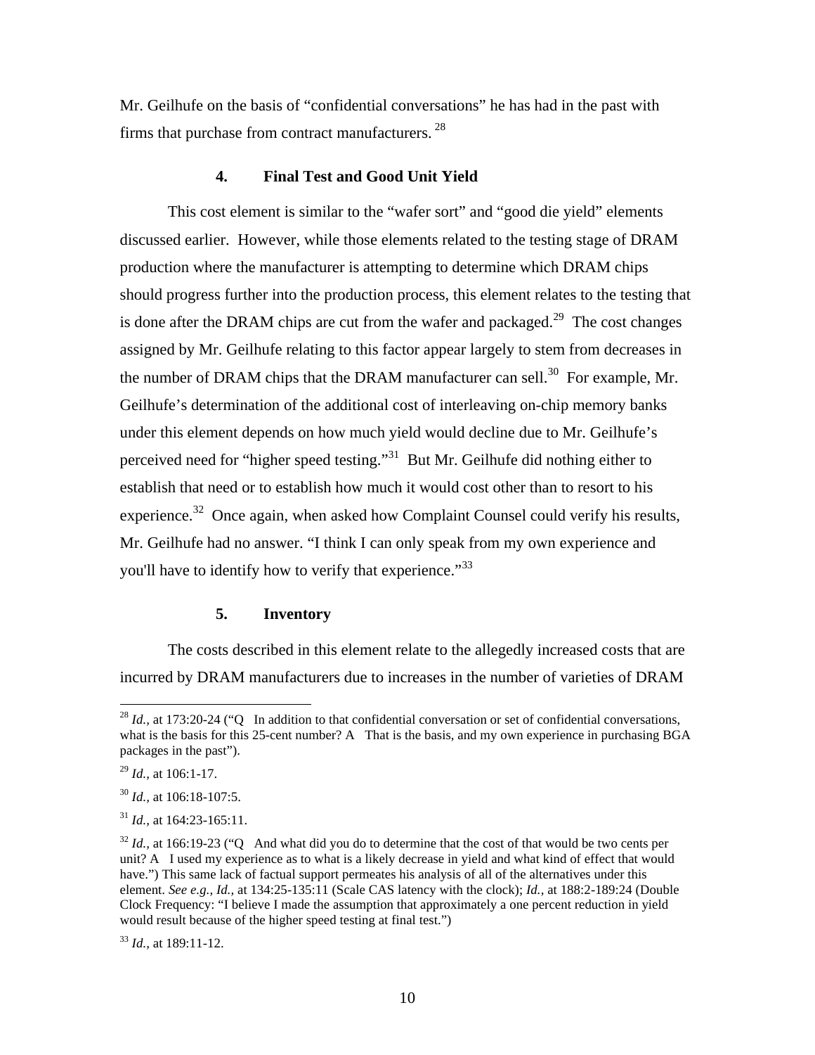Mr. Geilhufe on the basis of "confidential conversations" he has had in the past with firms that purchase from contract manufacturers. [28]

#### 4. Final Test and Good Unit Yield

This cost element is similar to the "wafer sort" and "good die yield" elements discussed earlier. However, while those elements related to the testing stage of DRAM production where the manufacturer is attempting to determine which DRAM chips should progress further into the production process, this element relates to the testing that is done after the DRAM chips are cut from the wafer and packaged.[29] The cost changes assigned by Mr. Geilhufe relating to this factor appear largely to stem from decreases in the number of DRAM chips that the DRAM manufacturer can sell.[30] For example, Mr. Geilhufe's determination of the additional cost of interleaving on-chip memory banks under this element depends on how much yield would decline due to Mr. Geilhufe's perceived need for "higher speed testing."[31] But Mr. Geilhufe did nothing either to establish that need or to establish how much it would cost other than to resort to his experience.[32] Once again, when asked how Complaint Counsel could verify his results, Mr. Geilhufe had no answer. "I think I can only speak from my own experience and you'll have to identify how to verify that experience."[33]

#### 5. Inventory

The costs described in this element relate to the allegedly increased costs that are incurred by DRAM manufacturers due to increases in the number of varieties of DRAM

---

[28] *Id.,* at 173:20-24 ("Q In addition to that confidential conversation or set of confidential conversations, what is the basis for this 25-cent number? A That is the basis, and my own experience in purchasing BGA packages in the past").

[29] *Id.,* at 106:1-17.

[30] *Id.,* at 106:18-107:5.

[31] *Id.,* at 164:23-165:11.

[32] *Id.,* at 166:19-23 ("Q And what did you do to determine that the cost of that would be two cents per unit? A I used my experience as to what is a likely decrease in yield and what kind of effect that would have.") This same lack of factual support permeates his analysis of all of the alternatives under this element. *See e.g., Id.,* at 134:25-135:11 (Scale CAS latency with the clock); *Id.,* at 188:2-189:24 (Double Clock Frequency: "I believe I made the assumption that approximately a one percent reduction in yield would result because of the higher speed testing at final test.")

[33] *Id.,* at 189:11-12.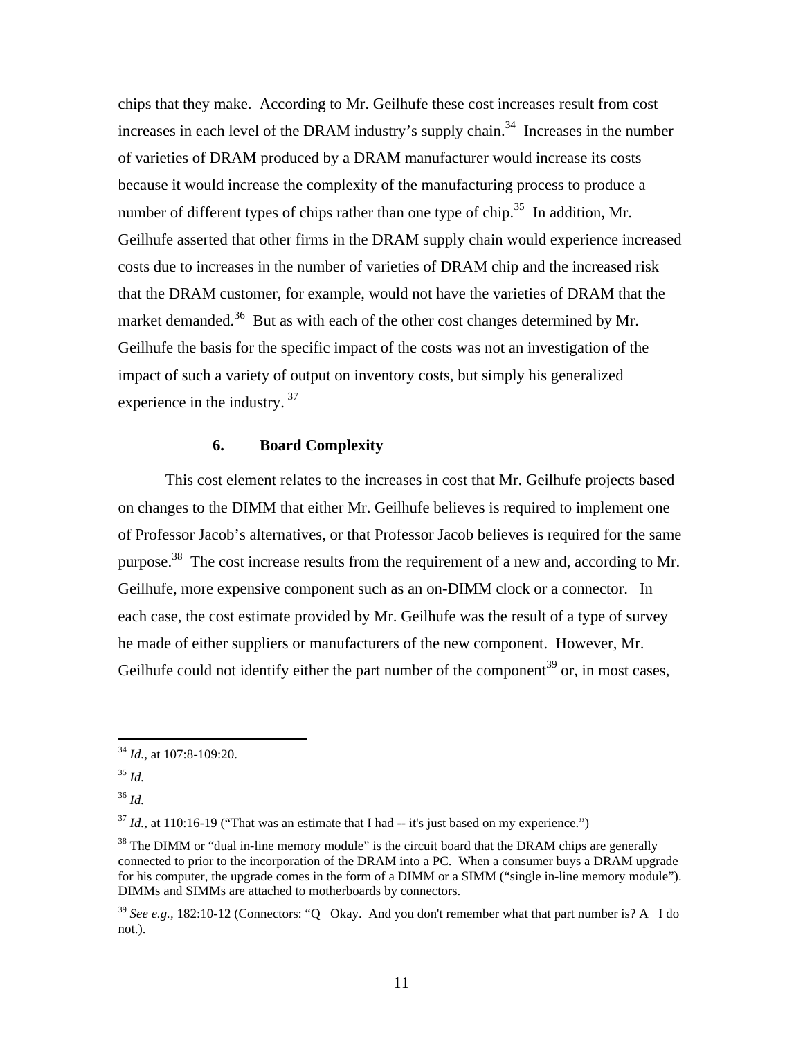chips that they make. According to Mr. Geilhufe these cost increases result from cost increases in each level of the DRAM industry's supply chain.[34] Increases in the number of varieties of DRAM produced by a DRAM manufacturer would increase its costs because it would increase the complexity of the manufacturing process to produce a number of different types of chips rather than one type of chip.[35] In addition, Mr. Geilhufe asserted that other firms in the DRAM supply chain would experience increased costs due to increases in the number of varieties of DRAM chip and the increased risk that the DRAM customer, for example, would not have the varieties of DRAM that the market demanded.[36] But as with each of the other cost changes determined by Mr. Geilhufe the basis for the specific impact of the costs was not an investigation of the impact of such a variety of output on inventory costs, but simply his generalized experience in the industry.[37]

### 6. Board Complexity

This cost element relates to the increases in cost that Mr. Geilhufe projects based on changes to the DIMM that either Mr. Geilhufe believes is required to implement one of Professor Jacob's alternatives, or that Professor Jacob believes is required for the same purpose.[38] The cost increase results from the requirement of a new and, according to Mr. Geilhufe, more expensive component such as an on-DIMM clock or a connector. In each case, the cost estimate provided by Mr. Geilhufe was the result of a type of survey he made of either suppliers or manufacturers of the new component. However, Mr. Geilhufe could not identify either the part number of the component[39] or, in most cases,

---

[34] *Id.*, at 107:8-109:20.

[35] *Id.*

[36] *Id.*

[37] *Id.*, at 110:16-19 ("That was an estimate that I had -- it's just based on my experience.")

[38] The DIMM or "dual in-line memory module" is the circuit board that the DRAM chips are generally connected to prior to the incorporation of the DRAM into a PC. When a consumer buys a DRAM upgrade for his computer, the upgrade comes in the form of a DIMM or a SIMM ("single in-line memory module"). DIMMs and SIMMs are attached to motherboards by connectors.

[39] *See e.g.*, 182:10-12 (Connectors: "Q Okay. And you don't remember what that part number is? A I do not.).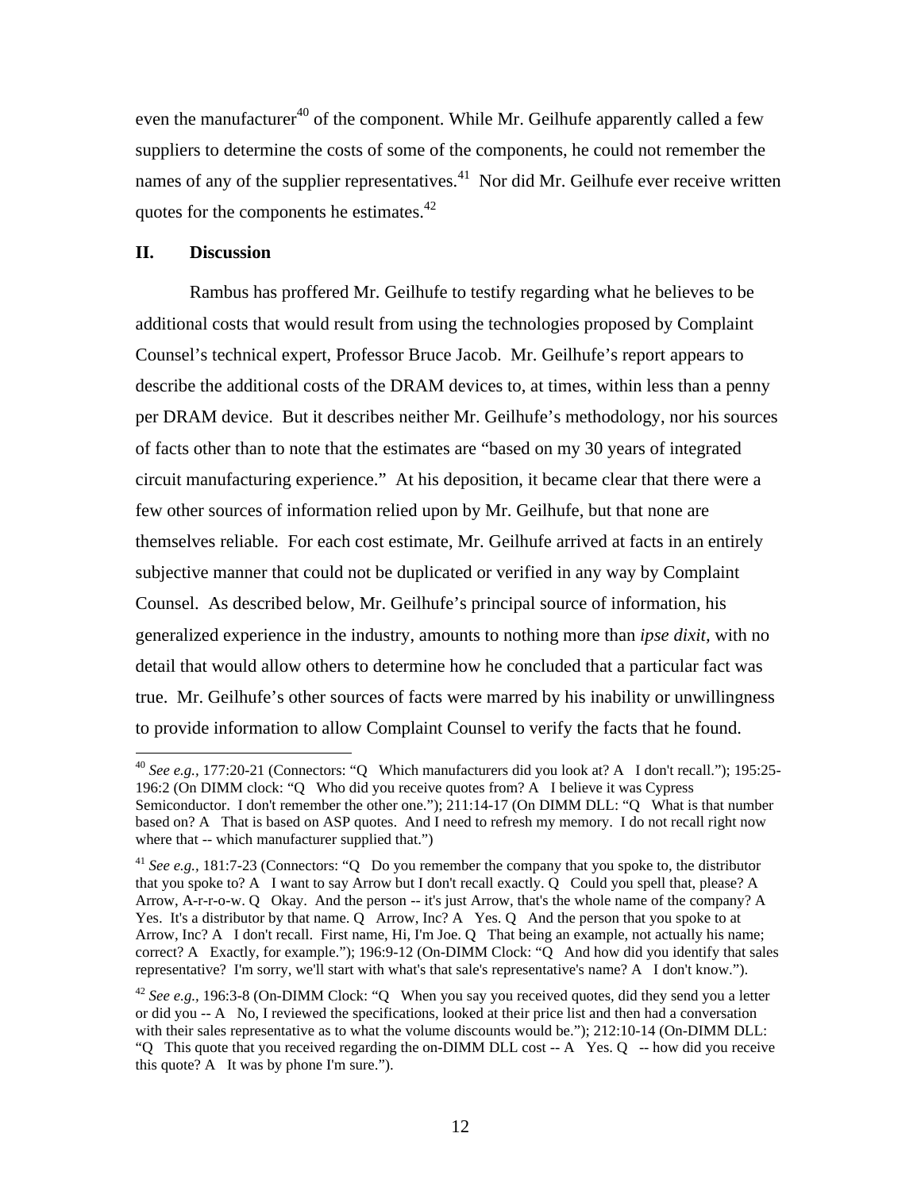even the manufacturer[40] of the component. While Mr. Geilhufe apparently called a few suppliers to determine the costs of some of the components, he could not remember the names of any of the supplier representatives.[41] Nor did Mr. Geilhufe ever receive written quotes for the components he estimates.[42]

## II. Discussion

Rambus has proffered Mr. Geilhufe to testify regarding what he believes to be additional costs that would result from using the technologies proposed by Complaint Counsel's technical expert, Professor Bruce Jacob. Mr. Geilhufe's report appears to describe the additional costs of the DRAM devices to, at times, within less than a penny per DRAM device. But it describes neither Mr. Geilhufe's methodology, nor his sources of facts other than to note that the estimates are "based on my 30 years of integrated circuit manufacturing experience." At his deposition, it became clear that there were a few other sources of information relied upon by Mr. Geilhufe, but that none are themselves reliable. For each cost estimate, Mr. Geilhufe arrived at facts in an entirely subjective manner that could not be duplicated or verified in any way by Complaint Counsel. As described below, Mr. Geilhufe's principal source of information, his generalized experience in the industry, amounts to nothing more than *ipse dixit,* with no detail that would allow others to determine how he concluded that a particular fact was true. Mr. Geilhufe's other sources of facts were marred by his inability or unwillingness to provide information to allow Complaint Counsel to verify the facts that he found.

---

[40] *See e.g.,* 177:20-21 (Connectors: "Q Which manufacturers did you look at? A I don't recall."); 195:25-196:2 (On DIMM clock: "Q Who did you receive quotes from? A I believe it was Cypress Semiconductor. I don't remember the other one."); 211:14-17 (On DIMM DLL: "Q What is that number based on? A That is based on ASP quotes. And I need to refresh my memory. I do not recall right now where that -- which manufacturer supplied that.")

[41] *See e.g.,* 181:7-23 (Connectors: "Q Do you remember the company that you spoke to, the distributor that you spoke to? A I want to say Arrow but I don't recall exactly. Q Could you spell that, please? A Arrow, A-r-r-o-w. Q Okay. And the person -- it's just Arrow, that's the whole name of the company? A Yes. It's a distributor by that name. Q Arrow, Inc? A Yes. Q And the person that you spoke to at Arrow, Inc? A I don't recall. First name, Hi, I'm Joe. Q That being an example, not actually his name; correct? A Exactly, for example."); 196:9-12 (On-DIMM Clock: "Q And how did you identify that sales representative? I'm sorry, we'll start with what's that sale's representative's name? A I don't know.").

[42] *See e.g.,* 196:3-8 (On-DIMM Clock: "Q When you say you received quotes, did they send you a letter or did you -- A No, I reviewed the specifications, looked at their price list and then had a conversation with their sales representative as to what the volume discounts would be."); 212:10-14 (On-DIMM DLL: "Q This quote that you received regarding the on-DIMM DLL cost -- A Yes. Q -- how did you receive this quote? A It was by phone I'm sure.").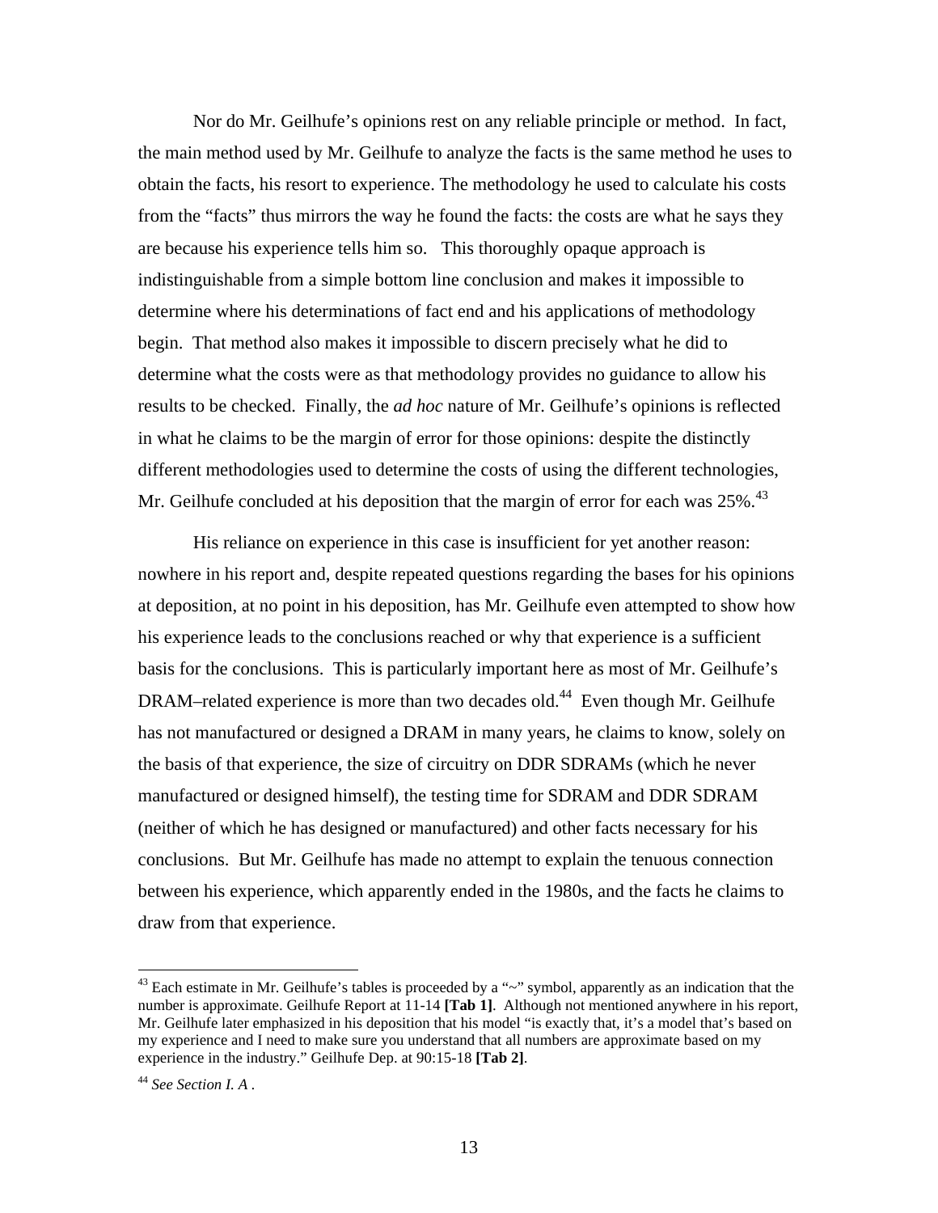Nor do Mr. Geilhufe's opinions rest on any reliable principle or method. In fact, the main method used by Mr. Geilhufe to analyze the facts is the same method he uses to obtain the facts, his resort to experience. The methodology he used to calculate his costs from the "facts" thus mirrors the way he found the facts: the costs are what he says they are because his experience tells him so. This thoroughly opaque approach is indistinguishable from a simple bottom line conclusion and makes it impossible to determine where his determinations of fact end and his applications of methodology begin. That method also makes it impossible to discern precisely what he did to determine what the costs were as that methodology provides no guidance to allow his results to be checked. Finally, the *ad hoc* nature of Mr. Geilhufe's opinions is reflected in what he claims to be the margin of error for those opinions: despite the distinctly different methodologies used to determine the costs of using the different technologies, Mr. Geilhufe concluded at his deposition that the margin of error for each was 25%.[43]

His reliance on experience in this case is insufficient for yet another reason: nowhere in his report and, despite repeated questions regarding the bases for his opinions at deposition, at no point in his deposition, has Mr. Geilhufe even attempted to show how his experience leads to the conclusions reached or why that experience is a sufficient basis for the conclusions. This is particularly important here as most of Mr. Geilhufe's DRAM–related experience is more than two decades old.[44] Even though Mr. Geilhufe has not manufactured or designed a DRAM in many years, he claims to know, solely on the basis of that experience, the size of circuitry on DDR SDRAMs (which he never manufactured or designed himself), the testing time for SDRAM and DDR SDRAM (neither of which he has designed or manufactured) and other facts necessary for his conclusions. But Mr. Geilhufe has made no attempt to explain the tenuous connection between his experience, which apparently ended in the 1980s, and the facts he claims to draw from that experience.

---

[43] Each estimate in Mr. Geilhufe's tables is proceeded by a "~" symbol, apparently as an indication that the number is approximate. Geilhufe Report at 11-14 **[Tab 1]**. Although not mentioned anywhere in his report, Mr. Geilhufe later emphasized in his deposition that his model "is exactly that, it's a model that's based on my experience and I need to make sure you understand that all numbers are approximate based on my experience in the industry." Geilhufe Dep. at 90:15-18 **[Tab 2]**.

[44] *See Section I. A .*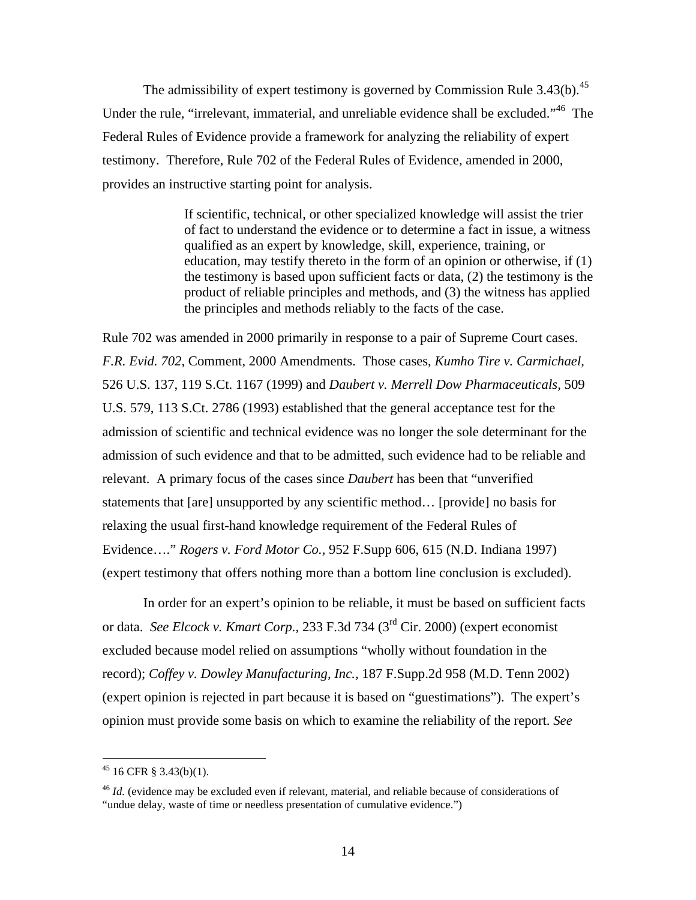The admissibility of expert testimony is governed by Commission Rule 3.43(b).[45] Under the rule, "irrelevant, immaterial, and unreliable evidence shall be excluded."[46] The Federal Rules of Evidence provide a framework for analyzing the reliability of expert testimony. Therefore, Rule 702 of the Federal Rules of Evidence, amended in 2000, provides an instructive starting point for analysis.

> If scientific, technical, or other specialized knowledge will assist the trier of fact to understand the evidence or to determine a fact in issue, a witness qualified as an expert by knowledge, skill, experience, training, or education, may testify thereto in the form of an opinion or otherwise, if (1) the testimony is based upon sufficient facts or data, (2) the testimony is the product of reliable principles and methods, and (3) the witness has applied the principles and methods reliably to the facts of the case.

Rule 702 was amended in 2000 primarily in response to a pair of Supreme Court cases. *F.R. Evid. 702*, Comment, 2000 Amendments. Those cases, *Kumho Tire v. Carmichael*, 526 U.S. 137, 119 S.Ct. 1167 (1999) and *Daubert v. Merrell Dow Pharmaceuticals,* 509 U.S. 579, 113 S.Ct. 2786 (1993) established that the general acceptance test for the admission of scientific and technical evidence was no longer the sole determinant for the admission of such evidence and that to be admitted, such evidence had to be reliable and relevant. A primary focus of the cases since *Daubert* has been that "unverified statements that [are] unsupported by any scientific method… [provide] no basis for relaxing the usual first-hand knowledge requirement of the Federal Rules of Evidence…." *Rogers v. Ford Motor Co.,* 952 F.Supp 606, 615 (N.D. Indiana 1997) (expert testimony that offers nothing more than a bottom line conclusion is excluded).

In order for an expert's opinion to be reliable, it must be based on sufficient facts or data. *See Elcock v. Kmart Corp.,* 233 F.3d 734 (3rd Cir. 2000) (expert economist excluded because model relied on assumptions "wholly without foundation in the record); *Coffey v. Dowley Manufacturing, Inc.,* 187 F.Supp.2d 958 (M.D. Tenn 2002) (expert opinion is rejected in part because it is based on "guestimations"). The expert's opinion must provide some basis on which to examine the reliability of the report. *See*

---

[45] 16 CFR § 3.43(b)(1).

[46] *Id.* (evidence may be excluded even if relevant, material, and reliable because of considerations of "undue delay, waste of time or needless presentation of cumulative evidence.")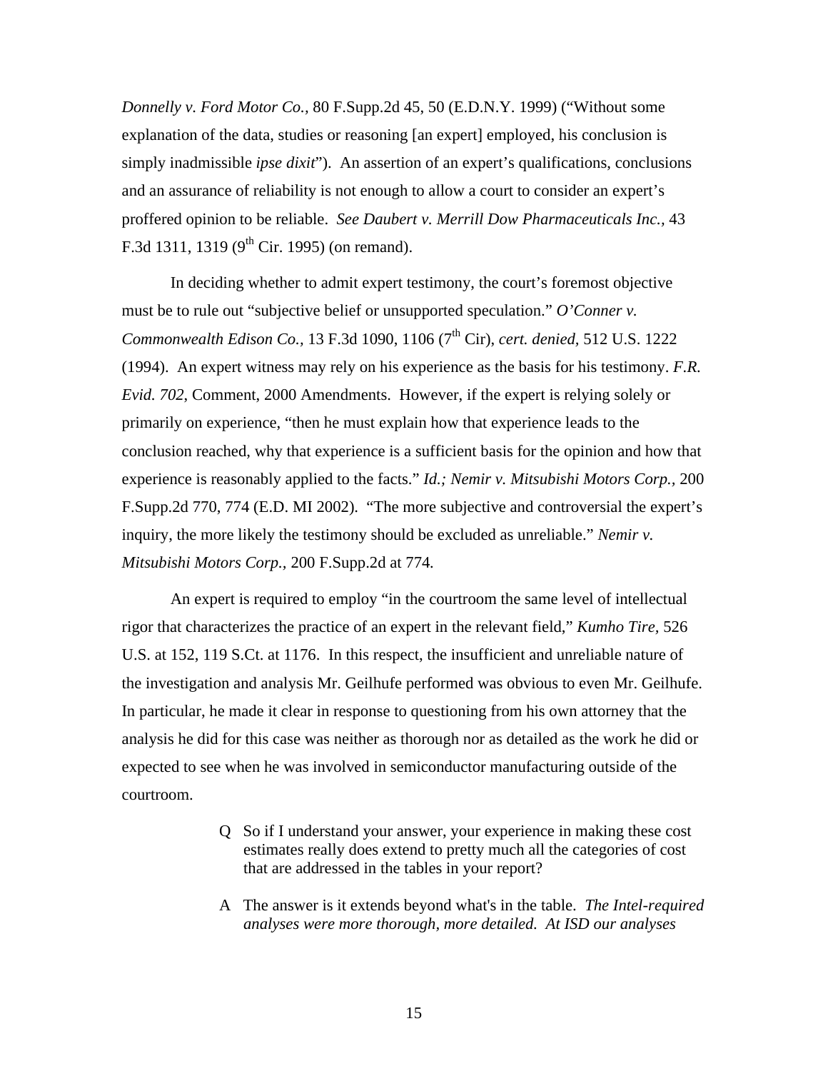*Donnelly v. Ford Motor Co.,* 80 F.Supp.2d 45, 50 (E.D.N.Y. 1999) ("Without some explanation of the data, studies or reasoning [an expert] employed, his conclusion is simply inadmissible *ipse dixit*"). An assertion of an expert's qualifications, conclusions and an assurance of reliability is not enough to allow a court to consider an expert's proffered opinion to be reliable. *See Daubert v. Merrill Dow Pharmaceuticals Inc.,* 43 F.3d 1311, 1319 (9th Cir. 1995) (on remand).

In deciding whether to admit expert testimony, the court's foremost objective must be to rule out "subjective belief or unsupported speculation." *O'Conner v. Commonwealth Edison Co.,* 13 F.3d 1090, 1106 (7th Cir), *cert. denied*, 512 U.S. 1222 (1994). An expert witness may rely on his experience as the basis for his testimony. *F.R. Evid. 702,* Comment, 2000 Amendments. However, if the expert is relying solely or primarily on experience, "then he must explain how that experience leads to the conclusion reached, why that experience is a sufficient basis for the opinion and how that experience is reasonably applied to the facts." *Id.; Nemir v. Mitsubishi Motors Corp.*, 200 F.Supp.2d 770, 774 (E.D. MI 2002). "The more subjective and controversial the expert's inquiry, the more likely the testimony should be excluded as unreliable." *Nemir v. Mitsubishi Motors Corp.,* 200 F.Supp.2d at 774*.*

An expert is required to employ "in the courtroom the same level of intellectual rigor that characterizes the practice of an expert in the relevant field," *Kumho Tire,* 526 U.S. at 152, 119 S.Ct. at 1176. In this respect, the insufficient and unreliable nature of the investigation and analysis Mr. Geilhufe performed was obvious to even Mr. Geilhufe. In particular, he made it clear in response to questioning from his own attorney that the analysis he did for this case was neither as thorough nor as detailed as the work he did or expected to see when he was involved in semiconductor manufacturing outside of the courtroom.

> Q So if I understand your answer, your experience in making these cost estimates really does extend to pretty much all the categories of cost that are addressed in the tables in your report?
>
> A The answer is it extends beyond what's in the table. *The Intel-required analyses were more thorough, more detailed. At ISD our analyses*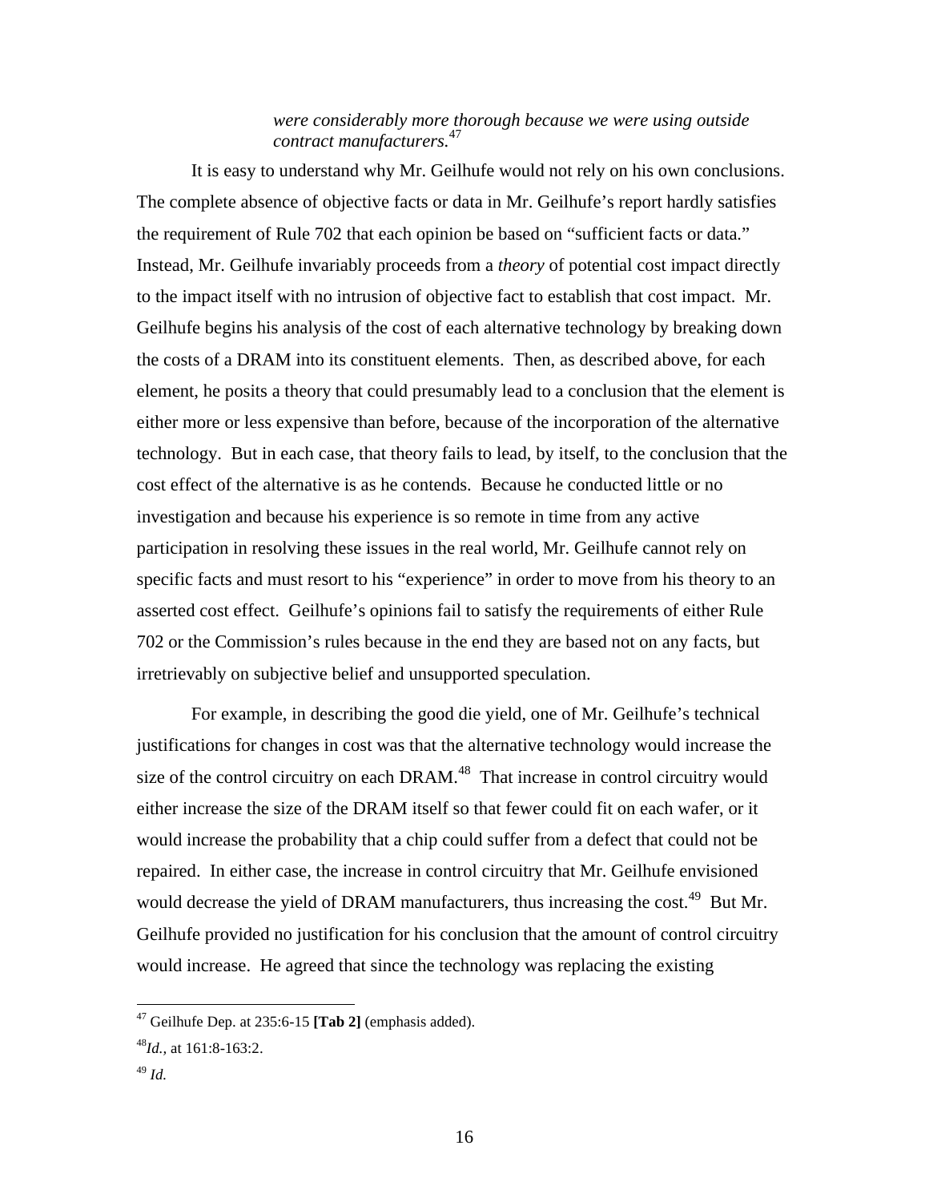> *were considerably more thorough because we were using outside contract manufacturers.*[47]

It is easy to understand why Mr. Geilhufe would not rely on his own conclusions. The complete absence of objective facts or data in Mr. Geilhufe's report hardly satisfies the requirement of Rule 702 that each opinion be based on "sufficient facts or data." Instead, Mr. Geilhufe invariably proceeds from a *theory* of potential cost impact directly to the impact itself with no intrusion of objective fact to establish that cost impact. Mr. Geilhufe begins his analysis of the cost of each alternative technology by breaking down the costs of a DRAM into its constituent elements. Then, as described above, for each element, he posits a theory that could presumably lead to a conclusion that the element is either more or less expensive than before, because of the incorporation of the alternative technology. But in each case, that theory fails to lead, by itself, to the conclusion that the cost effect of the alternative is as he contends. Because he conducted little or no investigation and because his experience is so remote in time from any active participation in resolving these issues in the real world, Mr. Geilhufe cannot rely on specific facts and must resort to his "experience" in order to move from his theory to an asserted cost effect. Geilhufe's opinions fail to satisfy the requirements of either Rule 702 or the Commission's rules because in the end they are based not on any facts, but irretrievably on subjective belief and unsupported speculation.

For example, in describing the good die yield, one of Mr. Geilhufe's technical justifications for changes in cost was that the alternative technology would increase the size of the control circuitry on each DRAM.[48] That increase in control circuitry would either increase the size of the DRAM itself so that fewer could fit on each wafer, or it would increase the probability that a chip could suffer from a defect that could not be repaired. In either case, the increase in control circuitry that Mr. Geilhufe envisioned would decrease the yield of DRAM manufacturers, thus increasing the cost.[49] But Mr. Geilhufe provided no justification for his conclusion that the amount of control circuitry would increase. He agreed that since the technology was replacing the existing

---

[47] Geilhufe Dep. at 235:6-15 **[Tab 2]** (emphasis added).

[48] *Id.*, at 161:8-163:2.

[49] *Id.*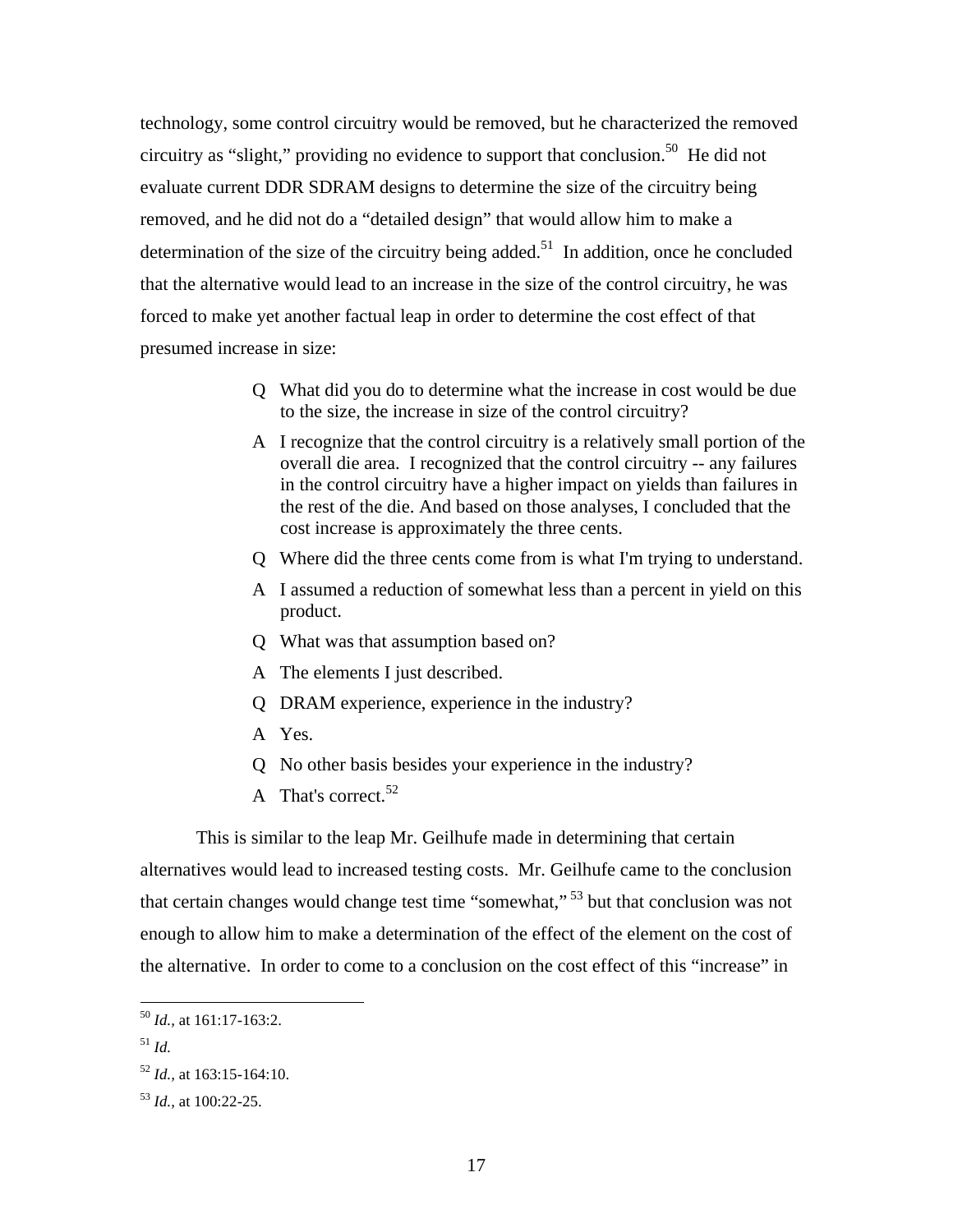technology, some control circuitry would be removed, but he characterized the removed circuitry as "slight," providing no evidence to support that conclusion.[50] He did not evaluate current DDR SDRAM designs to determine the size of the circuitry being removed, and he did not do a "detailed design" that would allow him to make a determination of the size of the circuitry being added.[51] In addition, once he concluded that the alternative would lead to an increase in the size of the control circuitry, he was forced to make yet another factual leap in order to determine the cost effect of that presumed increase in size:

> Q What did you do to determine what the increase in cost would be due to the size, the increase in size of the control circuitry?
>
> A I recognize that the control circuitry is a relatively small portion of the overall die area. I recognized that the control circuitry -- any failures in the control circuitry have a higher impact on yields than failures in the rest of the die. And based on those analyses, I concluded that the cost increase is approximately the three cents.
>
> Q Where did the three cents come from is what I'm trying to understand.
>
> A I assumed a reduction of somewhat less than a percent in yield on this product.
>
> Q What was that assumption based on?
>
> A The elements I just described.
>
> Q DRAM experience, experience in the industry?
>
> A Yes.
>
> Q No other basis besides your experience in the industry?
>
> A That's correct.[52]

This is similar to the leap Mr. Geilhufe made in determining that certain alternatives would lead to increased testing costs. Mr. Geilhufe came to the conclusion that certain changes would change test time "somewhat,"[53] but that conclusion was not enough to allow him to make a determination of the effect of the element on the cost of the alternative. In order to come to a conclusion on the cost effect of this "increase" in

---

[50] *Id.*, at 161:17-163:2.

[51] *Id.*

[52] *Id.*, at 163:15-164:10.

[53] *Id.*, at 100:22-25.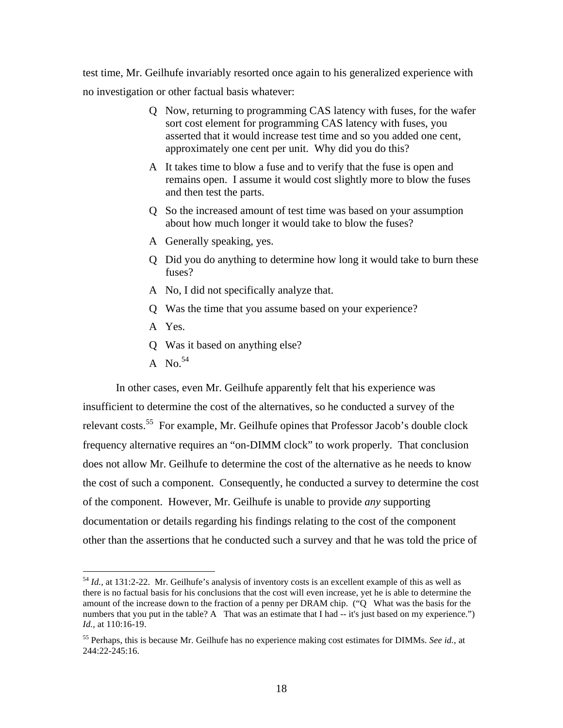test time, Mr. Geilhufe invariably resorted once again to his generalized experience with no investigation or other factual basis whatever:

> Q Now, returning to programming CAS latency with fuses, for the wafer sort cost element for programming CAS latency with fuses, you asserted that it would increase test time and so you added one cent, approximately one cent per unit. Why did you do this?
>
> A It takes time to blow a fuse and to verify that the fuse is open and remains open. I assume it would cost slightly more to blow the fuses and then test the parts.
>
> Q So the increased amount of test time was based on your assumption about how much longer it would take to blow the fuses?
>
> A Generally speaking, yes.
>
> Q Did you do anything to determine how long it would take to burn these fuses?
>
> A No, I did not specifically analyze that.
>
> Q Was the time that you assume based on your experience?
>
> A Yes.
>
> Q Was it based on anything else?
>
> A No.[54]

In other cases, even Mr. Geilhufe apparently felt that his experience was insufficient to determine the cost of the alternatives, so he conducted a survey of the relevant costs.[55] For example, Mr. Geilhufe opines that Professor Jacob's double clock frequency alternative requires an "on-DIMM clock" to work properly. That conclusion does not allow Mr. Geilhufe to determine the cost of the alternative as he needs to know the cost of such a component. Consequently, he conducted a survey to determine the cost of the component. However, Mr. Geilhufe is unable to provide *any* supporting documentation or details regarding his findings relating to the cost of the component other than the assertions that he conducted such a survey and that he was told the price of

---

[54] *Id.*, at 131:2-22. Mr. Geilhufe's analysis of inventory costs is an excellent example of this as well as there is no factual basis for his conclusions that the cost will even increase, yet he is able to determine the amount of the increase down to the fraction of a penny per DRAM chip. ("Q What was the basis for the numbers that you put in the table? A That was an estimate that I had -- it's just based on my experience.") *Id.*, at 110:16-19.

[55] Perhaps, this is because Mr. Geilhufe has no experience making cost estimates for DIMMs. *See id.*, at 244:22-245:16.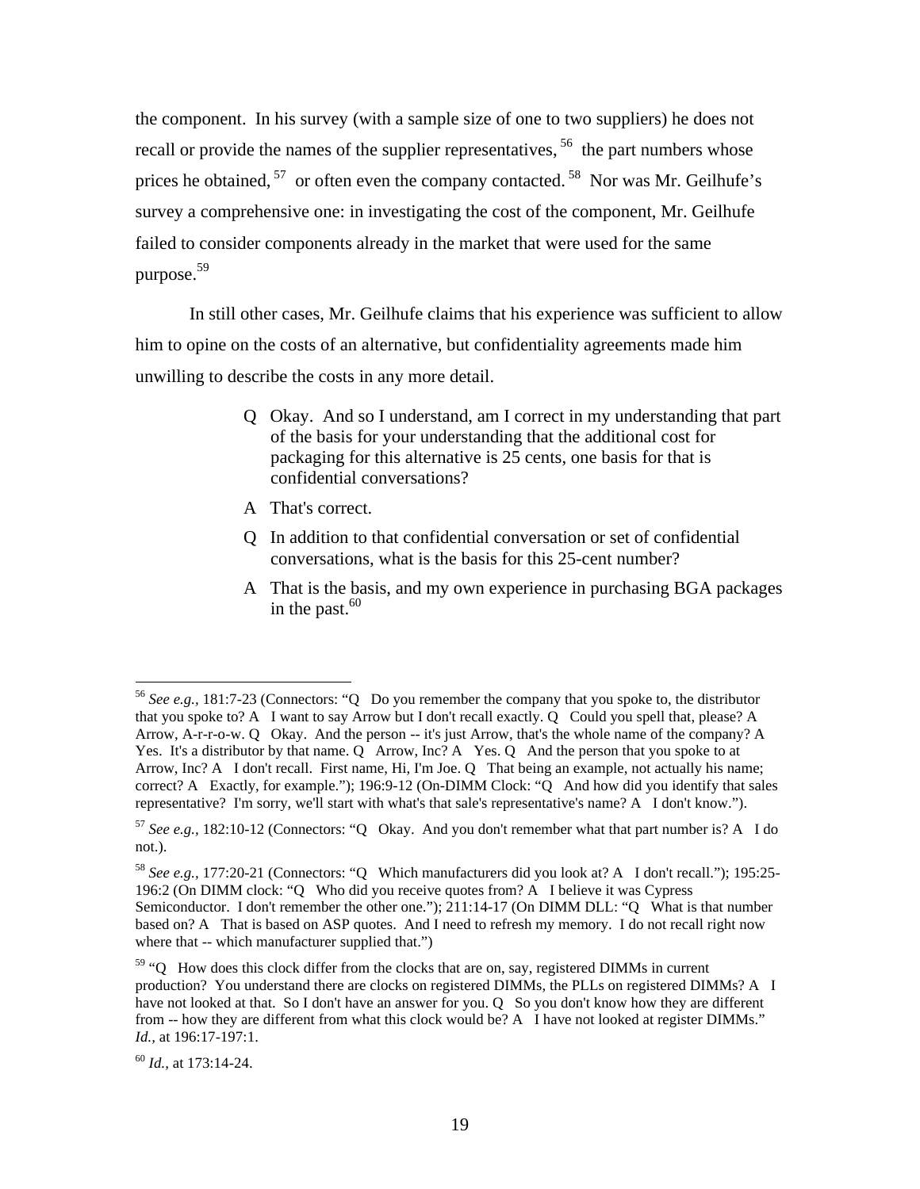the component. In his survey (with a sample size of one to two suppliers) he does not recall or provide the names of the supplier representatives,[56] the part numbers whose prices he obtained,[57] or often even the company contacted.[58] Nor was Mr. Geilhufe's survey a comprehensive one: in investigating the cost of the component, Mr. Geilhufe failed to consider components already in the market that were used for the same purpose.[59]

In still other cases, Mr. Geilhufe claims that his experience was sufficient to allow him to opine on the costs of an alternative, but confidentiality agreements made him unwilling to describe the costs in any more detail.

> Q Okay. And so I understand, am I correct in my understanding that part of the basis for your understanding that the additional cost for packaging for this alternative is 25 cents, one basis for that is confidential conversations?
>
> A That's correct.
>
> Q In addition to that confidential conversation or set of confidential conversations, what is the basis for this 25-cent number?
>
> A That is the basis, and my own experience in purchasing BGA packages in the past.[60]

---

[56] *See e.g.,* 181:7-23 (Connectors: "Q Do you remember the company that you spoke to, the distributor that you spoke to? A I want to say Arrow but I don't recall exactly. Q Could you spell that, please? A Arrow, A-r-r-o-w. Q Okay. And the person -- it's just Arrow, that's the whole name of the company? A Yes. It's a distributor by that name. Q Arrow, Inc? A Yes. Q And the person that you spoke to at Arrow, Inc? A I don't recall. First name, Hi, I'm Joe. Q That being an example, not actually his name; correct? A Exactly, for example."); 196:9-12 (On-DIMM Clock: "Q And how did you identify that sales representative? I'm sorry, we'll start with what's that sale's representative's name? A I don't know.").

[57] *See e.g.,* 182:10-12 (Connectors: "Q Okay. And you don't remember what that part number is? A I do not.).

[58] *See e.g.,* 177:20-21 (Connectors: "Q Which manufacturers did you look at? A I don't recall."); 195:25-196:2 (On DIMM clock: "Q Who did you receive quotes from? A I believe it was Cypress Semiconductor. I don't remember the other one."); 211:14-17 (On DIMM DLL: "Q What is that number based on? A That is based on ASP quotes. And I need to refresh my memory. I do not recall right now where that -- which manufacturer supplied that.")

[59] "Q How does this clock differ from the clocks that are on, say, registered DIMMs in current production? You understand there are clocks on registered DIMMs, the PLLs on registered DIMMs? A I have not looked at that. So I don't have an answer for you. Q So you don't know how they are different from -- how they are different from what this clock would be? A I have not looked at register DIMMs." *Id.,* at 196:17-197:1.

[60] *Id.,* at 173:14-24.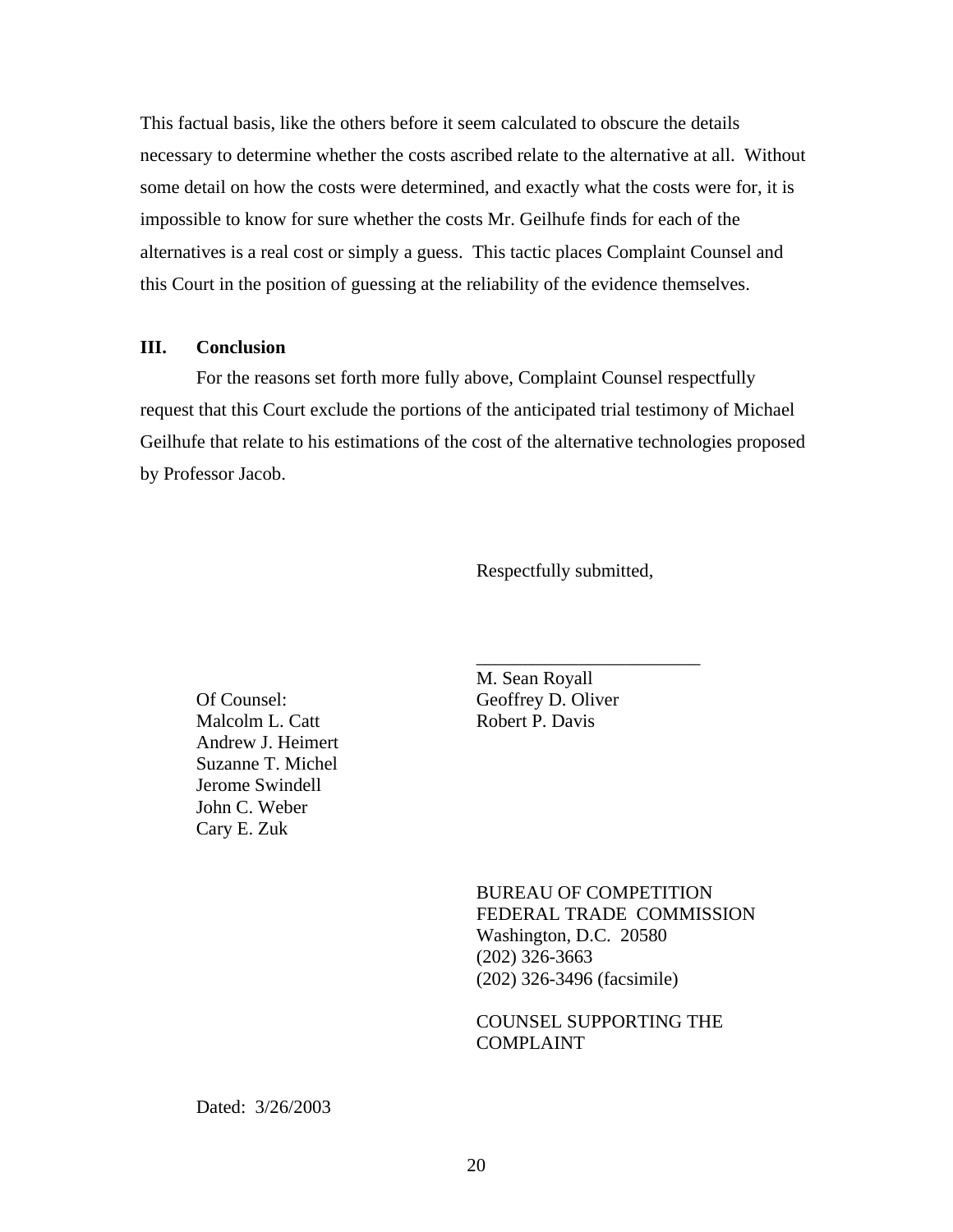This factual basis, like the others before it seem calculated to obscure the details necessary to determine whether the costs ascribed relate to the alternative at all. Without some detail on how the costs were determined, and exactly what the costs were for, it is impossible to know for sure whether the costs Mr. Geilhufe finds for each of the alternatives is a real cost or simply a guess. This tactic places Complaint Counsel and this Court in the position of guessing at the reliability of the evidence themselves.

## III. Conclusion

For the reasons set forth more fully above, Complaint Counsel respectfully request that this Court exclude the portions of the anticipated trial testimony of Michael Geilhufe that relate to his estimations of the cost of the alternative technologies proposed by Professor Jacob.

Respectfully submitted,

\_\_\_\_\_\_\_\_\_\_\_\_\_\_\_\_\_\_\_\_\_\_\_\_

M. Sean Royall
Geoffrey D. Oliver
Robert P. Davis

Of Counsel:
Malcolm L. Catt
Andrew J. Heimert
Suzanne T. Michel
Jerome Swindell
John C. Weber
Cary E. Zuk

BUREAU OF COMPETITION
FEDERAL TRADE COMMISSION
Washington, D.C. 20580
(202) 326-3663
(202) 326-3496 (facsimile)

COUNSEL SUPPORTING THE COMPLAINT

Dated: 3/26/2003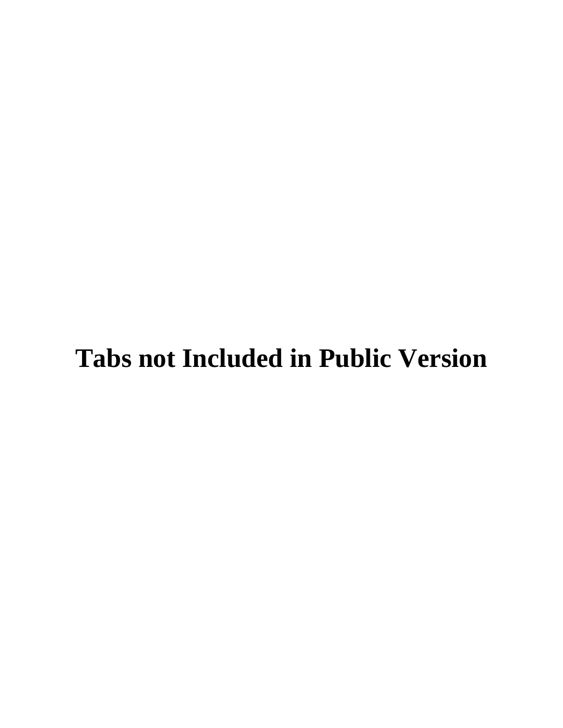**Tabs not Included in Public Version**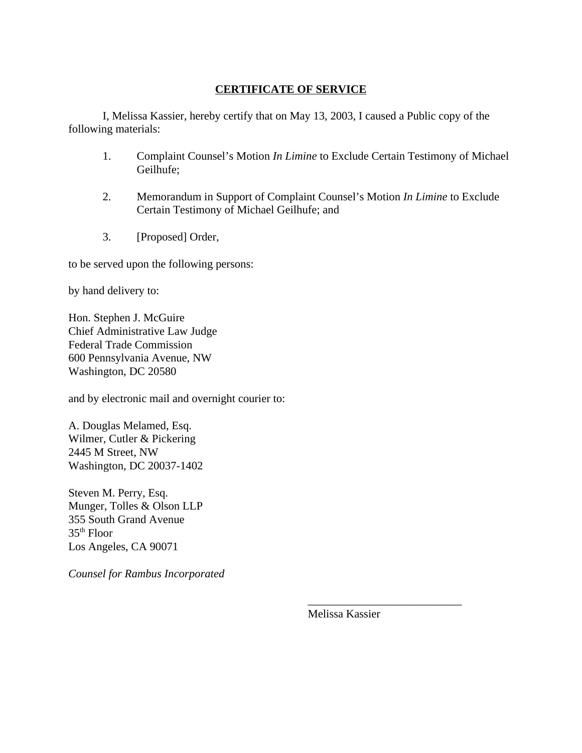**CERTIFICATE OF SERVICE**

I, Melissa Kassier, hereby certify that on May 13, 2003, I caused a Public copy of the following materials:

1. Complaint Counsel's Motion *In Limine* to Exclude Certain Testimony of Michael Geilhufe;

2. Memorandum in Support of Complaint Counsel's Motion *In Limine* to Exclude Certain Testimony of Michael Geilhufe; and

3. [Proposed] Order,

to be served upon the following persons:

by hand delivery to:

Hon. Stephen J. McGuire
Chief Administrative Law Judge
Federal Trade Commission
600 Pennsylvania Avenue, NW
Washington, DC 20580

and by electronic mail and overnight courier to:

A. Douglas Melamed, Esq.
Wilmer, Cutler & Pickering
2445 M Street, NW
Washington, DC 20037-1402

Steven M. Perry, Esq.
Munger, Tolles & Olson LLP
355 South Grand Avenue
35th Floor
Los Angeles, CA 90071

*Counsel for Rambus Incorporated*

___________________________
Melissa Kassier